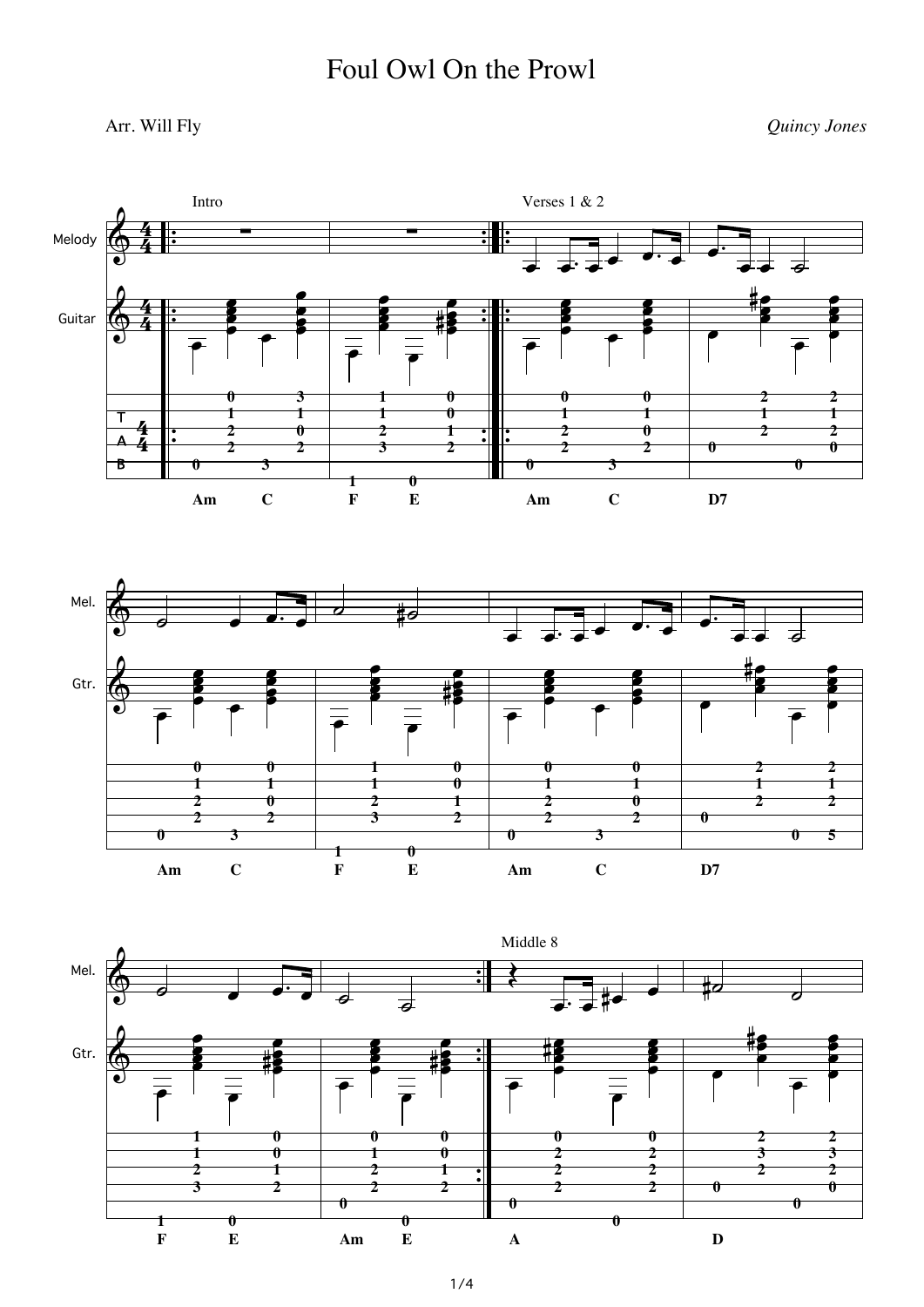# Foul Owl On the Prowl

Arr. Will Fly

*Quincy Jones*

Intro

Verses 1 & 2

Melody

Guitar

Am C F E Am C D7

Mel.

Gtr.

Am C F E Am C D7

Middle 8

F E Am E A D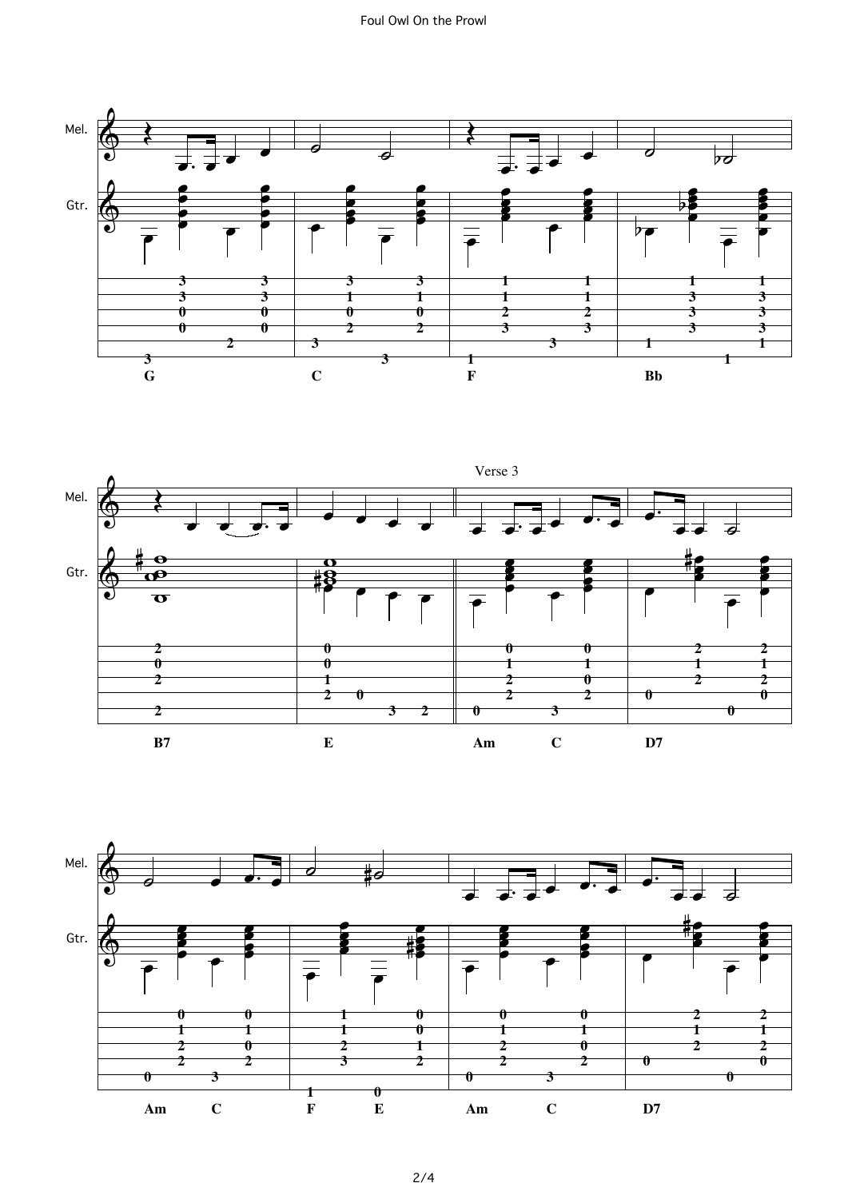Verse 3

G C F Bb

B7 E Am C D7

Am C F E Am C D7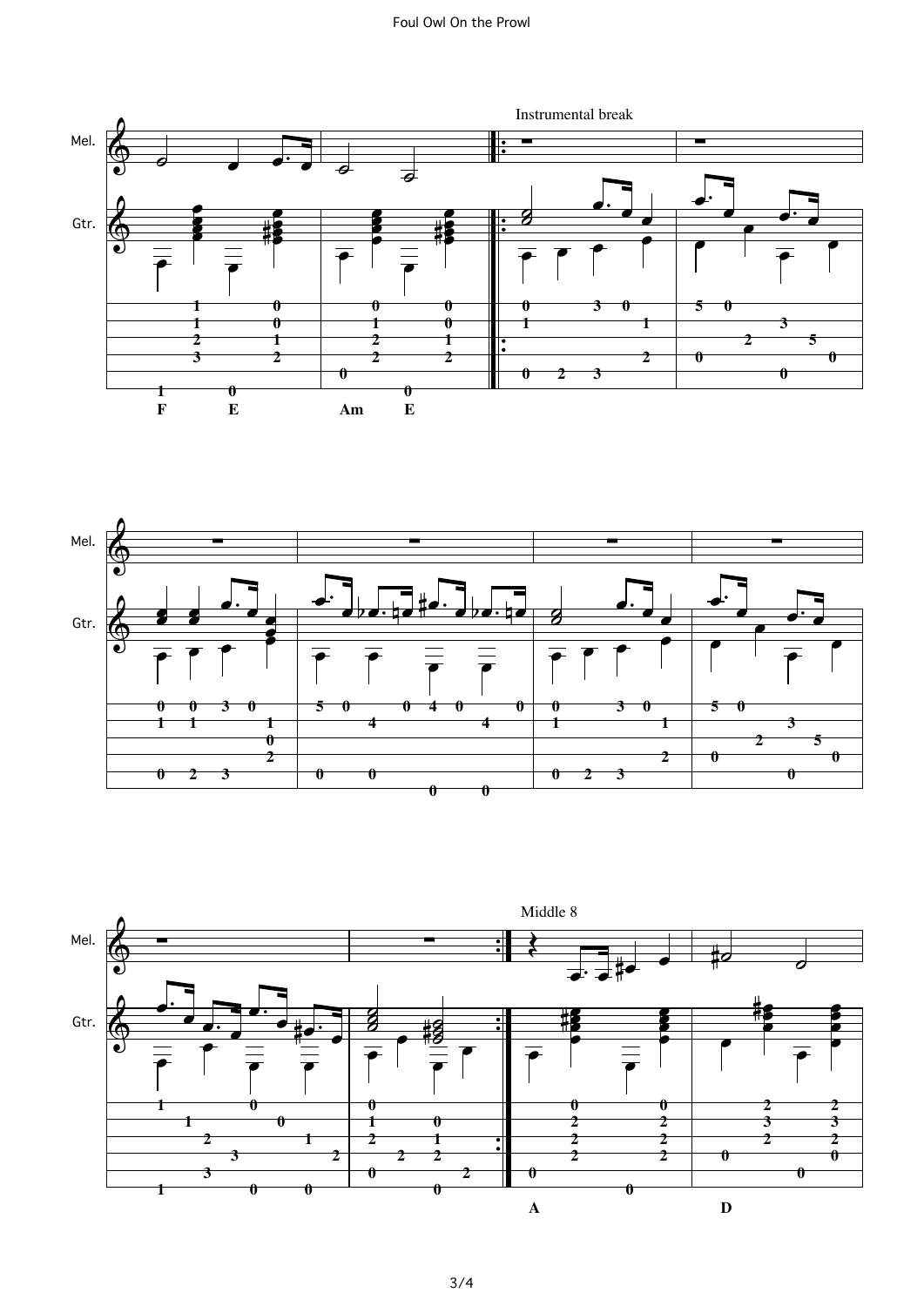Instrumental break

Middle 8

F E Am E

A D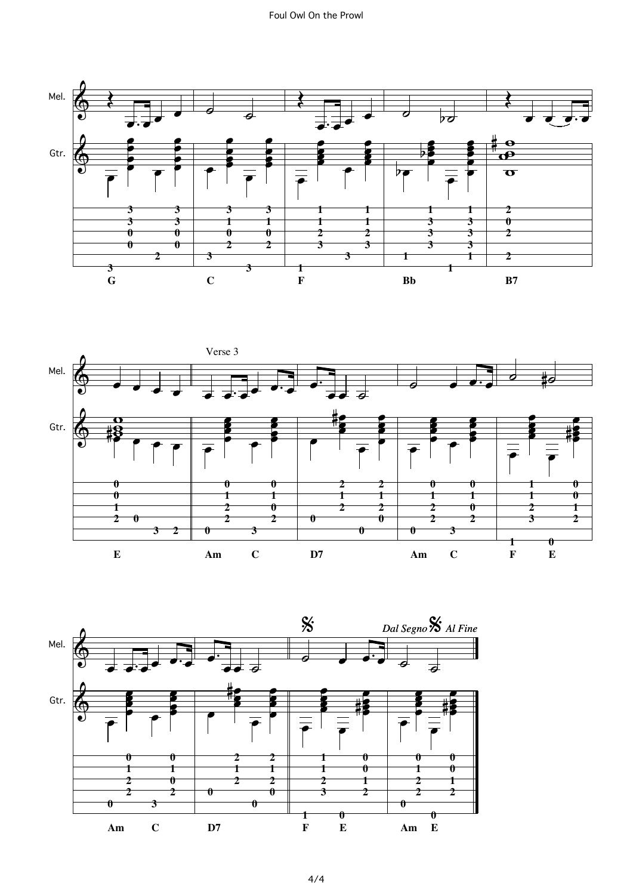Mel.

Gtr.

G C F Bb B7

Verse 3

E Am C D7 Am C F E

*Dal Segno Al Fine*

Am C D7 F E Am E